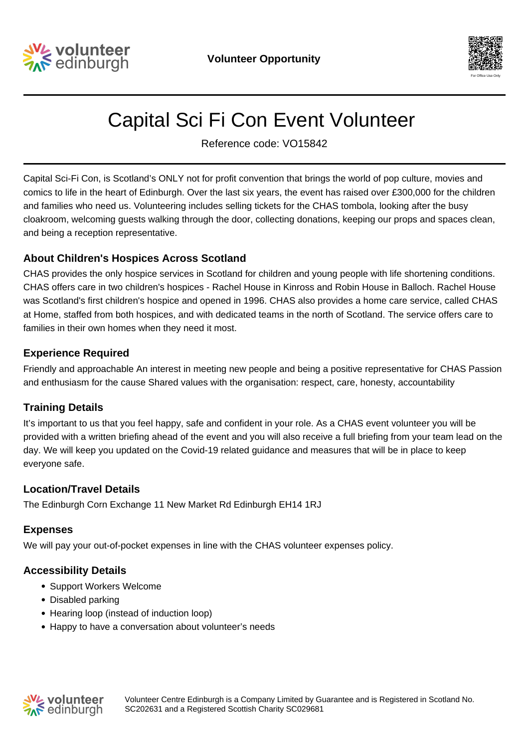Volunteer Opportunity

For Office Use Only

# Capital Sci Fi Con Event Volunteer

Reference code: VO15842

Capital Sci-Fi Con, is Scotland's ONLY not for profit convention that brings the world of pop culture, movies and comics to life in the heart of Edinburgh. Over the last six years, the event has raised over £300,000 for the children and families who need us. Volunteering includes selling tickets for the CHAS tombola, looking after the busy cloakroom, welcoming guests walking through the door, collecting donations, keeping our props and spaces clean, and being a reception representative.

## About Children's Hospices Across Scotland

CHAS provides the only hospice services in Scotland for children and young people with life shortening conditions. CHAS offers care in two children's hospices - Rachel House in Kinross and Robin House in Balloch. Rachel House was Scotland's first children's hospice and opened in 1996. CHAS also provides a home care service, called CHAS at Home, staffed from both hospices, and with dedicated teams in the north of Scotland. The service offers care to families in their own homes when they need it most.

## Experience Required

Friendly and approachable An interest in meeting new people and being a positive representative for CHAS Passion and enthusiasm for the cause Shared values with the organisation: respect, care, honesty, accountability

## Training Details

It's important to us that you feel happy, safe and confident in your role. As a CHAS event volunteer you will be provided with a written briefing ahead of the event and you will also receive a full briefing from your team lead on the day. We will keep you updated on the Covid-19 related guidance and measures that will be in place to keep everyone safe.

## Location/Travel Details

The Edinburgh Corn Exchange 11 New Market Rd Edinburgh EH14 1RJ

## Expenses

We will pay your out-of-pocket expenses in line with the CHAS volunteer expenses policy.

## Accessibility Details

- Support Workers Welcome
- Disabled parking
- Hearing loop (instead of induction loop)
- Happy to have a conversation about volunteer's needs

Volunteer Centre Edinburgh is a Company Limited by Guarantee and is Registered in Scotland No. SC202631 and a Registered Scottish Charity SC029681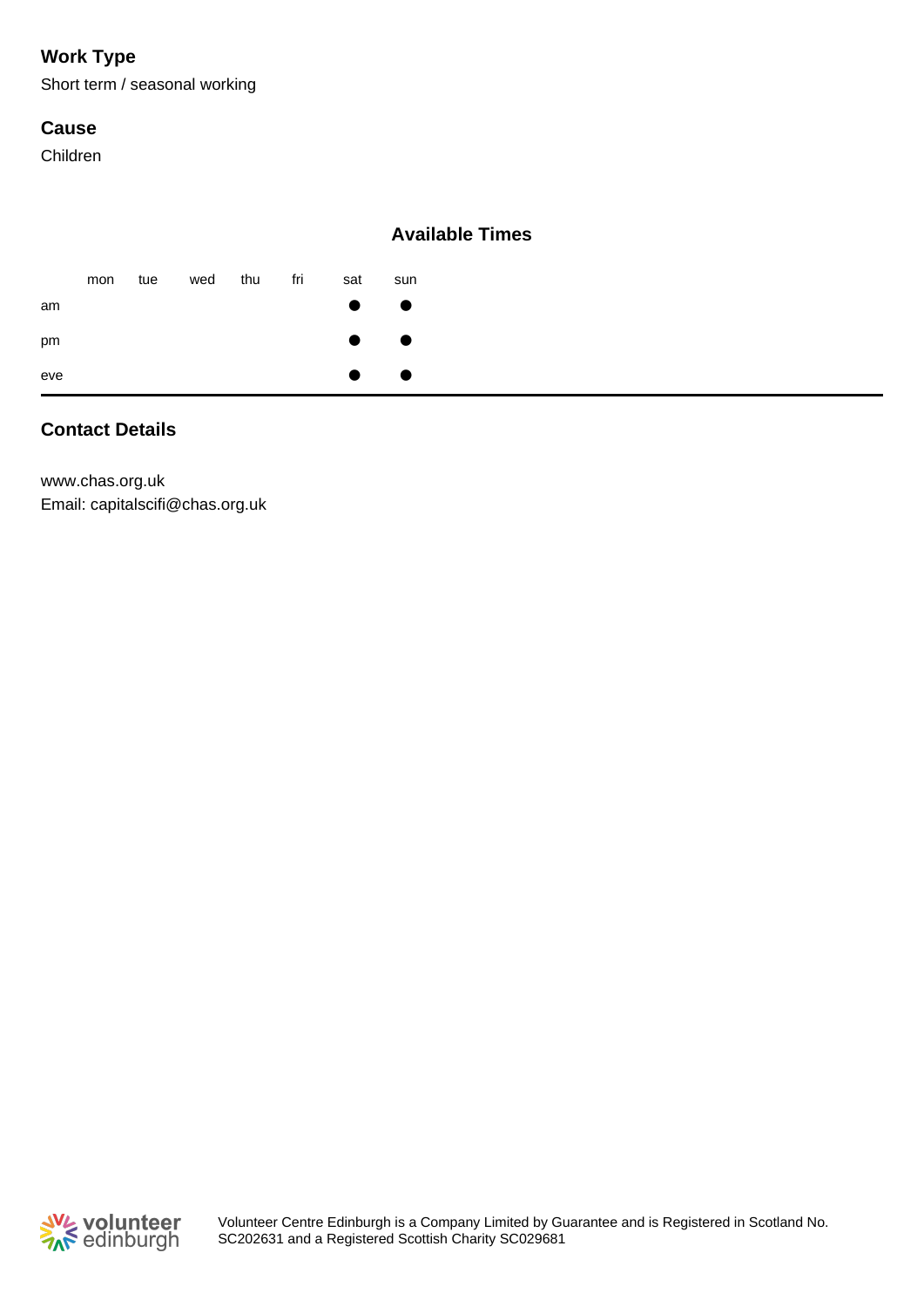## Work Type

Short term / seasonal working

## Cause

Children

## Available Times

| | mon | tue | wed | thu | fri | sat | sun |
|---|---|---|---|---|---|---|---|
| am | | | | | | ● | ● |
| pm | | | | | | ● | ● |
| eve | | | | | | ● | ● |

## Contact Details

www.chas.org.uk
Email: capitalscifi@chas.org.uk

Volunteer Centre Edinburgh is a Company Limited by Guarantee and is Registered in Scotland No. SC202631 and a Registered Scottish Charity SC029681